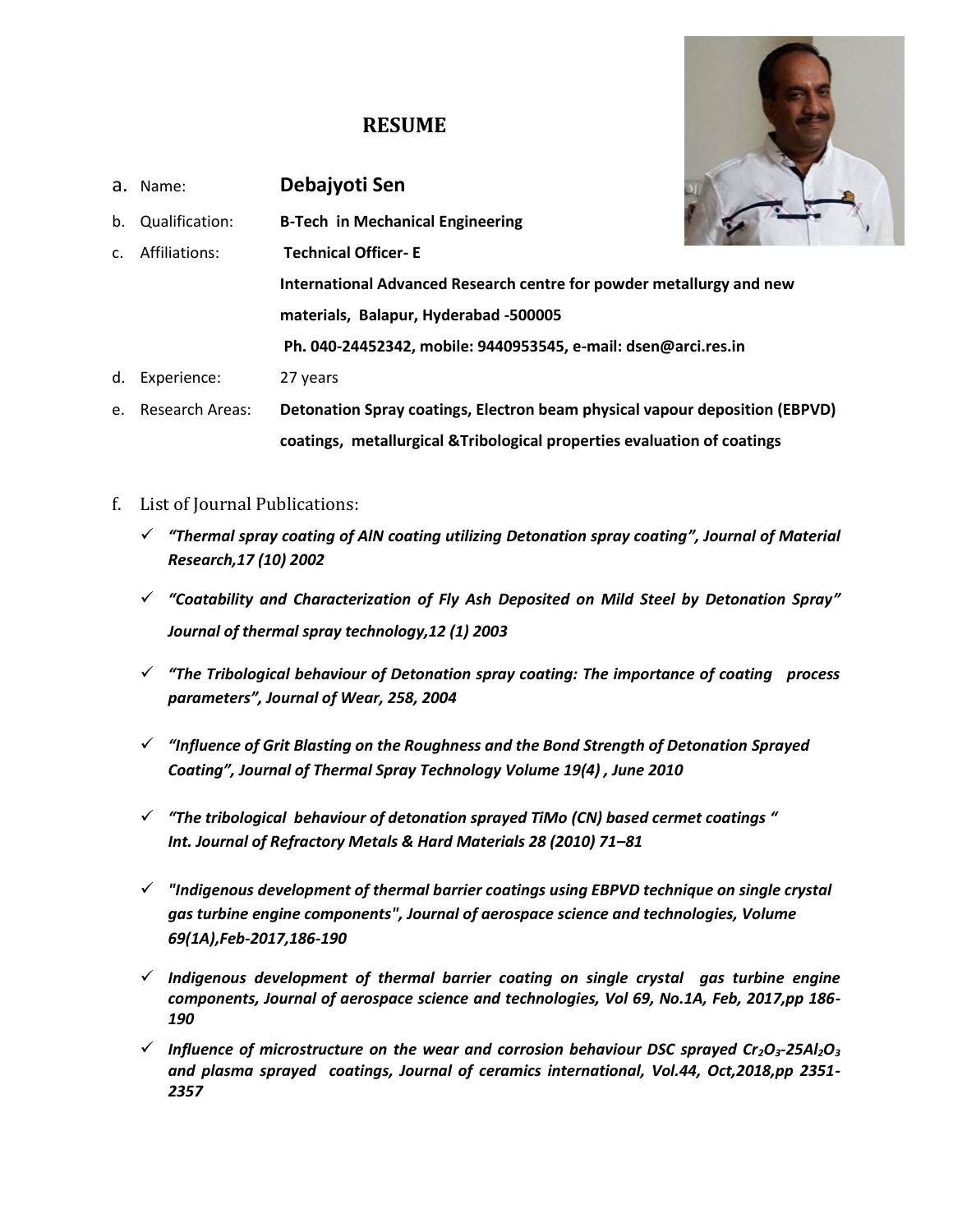# RESUME

a. Name: **Debajyoti Sen**

b. Qualification: **B-Tech in Mechanical Engineering**

c. Affiliations: **Technical Officer- E**
**International Advanced Research centre for powder metallurgy and new materials, Balapur, Hyderabad -500005**
**Ph. 040-24452342, mobile: 9440953545, e-mail: dsen@arci.res.in**

d. Experience: 27 years

e. Research Areas: **Detonation Spray coatings, Electron beam physical vapour deposition (EBPVD) coatings, metallurgical &Tribological properties evaluation of coatings**

f. List of Journal Publications:

- ***"Thermal spray coating of AlN coating utilizing Detonation spray coating", Journal of Material Research,17 (10) 2002***
- ***"Coatability and Characterization of Fly Ash Deposited on Mild Steel by Detonation Spray" Journal of thermal spray technology,12 (1) 2003***
- ***"The Tribological behaviour of Detonation spray coating: The importance of coating process parameters", Journal of Wear, 258, 2004***
- ***"Influence of Grit Blasting on the Roughness and the Bond Strength of Detonation Sprayed Coating", Journal of Thermal Spray Technology Volume 19(4) , June 2010***
- ***"The tribological behaviour of detonation sprayed TiMo (CN) based cermet coatings " Int. Journal of Refractory Metals & Hard Materials 28 (2010) 71–81***
- ***"Indigenous development of thermal barrier coatings using EBPVD technique on single crystal gas turbine engine components", Journal of aerospace science and technologies, Volume 69(1A),Feb-2017,186-190***
- ***Indigenous development of thermal barrier coating on single crystal gas turbine engine components, Journal of aerospace science and technologies, Vol 69, No.1A, Feb, 2017,pp 186-190***
- ***Influence of microstructure on the wear and corrosion behaviour DSC sprayed $Cr_2O_3$-25$Al_2O_3$ and plasma sprayed coatings, Journal of ceramics international, Vol.44, Oct,2018,pp 2351-2357***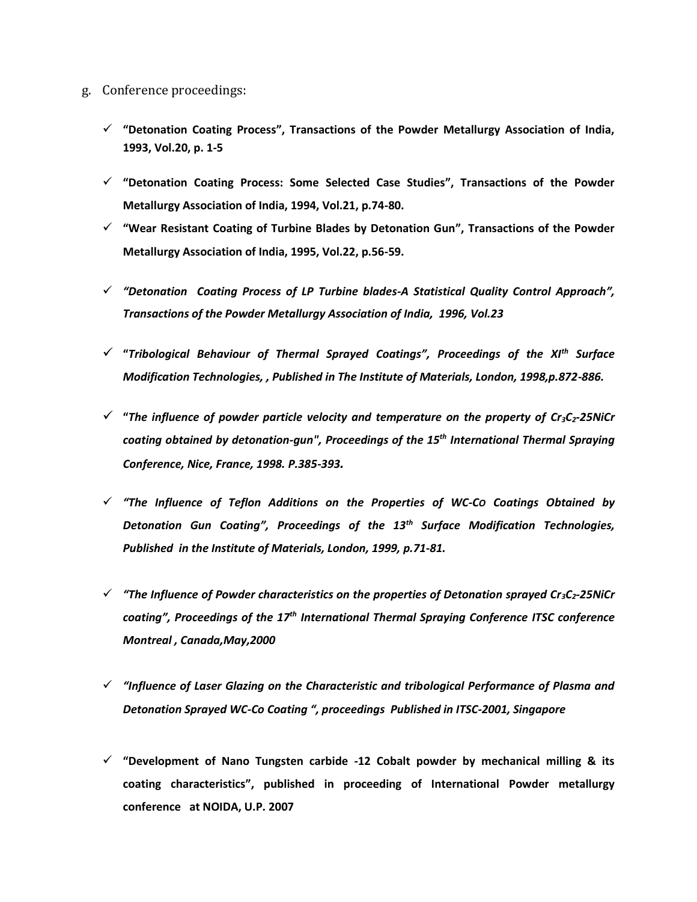g. Conference proceedings:

- ✓ **"Detonation Coating Process", Transactions of the Powder Metallurgy Association of India, 1993, Vol.20, p. 1-5**
- ✓ **"Detonation Coating Process: Some Selected Case Studies", Transactions of the Powder Metallurgy Association of India, 1994, Vol.21, p.74-80.**
- ✓ **"Wear Resistant Coating of Turbine Blades by Detonation Gun", Transactions of the Powder Metallurgy Association of India, 1995, Vol.22, p.56-59.**
- ✓ ***"Detonation Coating Process of LP Turbine blades-A Statistical Quality Control Approach", Transactions of the Powder Metallurgy Association of India, 1996, Vol.23***
- ✓ ***"Tribological Behaviour of Thermal Sprayed Coatings", Proceedings of the XI<sup>th</sup> Surface Modification Technologies, , Published in The Institute of Materials, London, 1998,p.872-886.***
- ✓ ***"The influence of powder particle velocity and temperature on the property of $Cr_3C_2$-25NiCr coating obtained by detonation-gun", Proceedings of the 15<sup>th</sup> International Thermal Spraying Conference, Nice, France, 1998. P.385-393.***
- ✓ ***"The Influence of Teflon Additions on the Properties of WC-CO Coatings Obtained by Detonation Gun Coating", Proceedings of the 13<sup>th</sup> Surface Modification Technologies, Published in the Institute of Materials, London, 1999, p.71-81.***
- ✓ ***"The Influence of Powder characteristics on the properties of Detonation sprayed $Cr_3C_2$-25NiCr coating", Proceedings of the 17<sup>th</sup> International Thermal Spraying Conference ITSC conference Montreal , Canada,May,2000***
- ✓ ***"Influence of Laser Glazing on the Characteristic and tribological Performance of Plasma and Detonation Sprayed WC-Co Coating ", proceedings Published in ITSC-2001, Singapore***
- ✓ **"Development of Nano Tungsten carbide -12 Cobalt powder by mechanical milling & its coating characteristics", published in proceeding of International Powder metallurgy conference at NOIDA, U.P. 2007**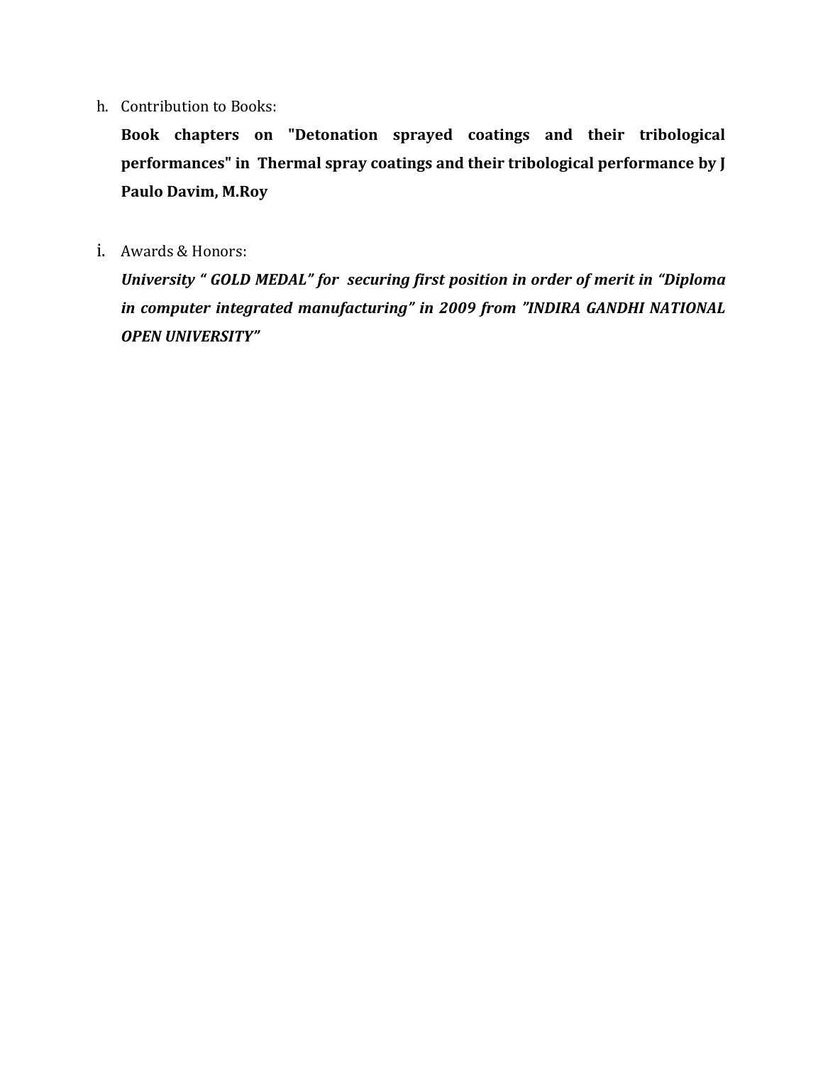h. Contribution to Books:

   **Book chapters on "Detonation sprayed coatings and their tribological performances" in  Thermal spray coatings and their tribological performance by J Paulo Davim, M.Roy**

i. Awards & Honors:

   ***University " GOLD MEDAL" for  securing first position in order of merit in "Diploma in computer integrated manufacturing" in 2009 from "INDIRA GANDHI NATIONAL OPEN UNIVERSITY"***